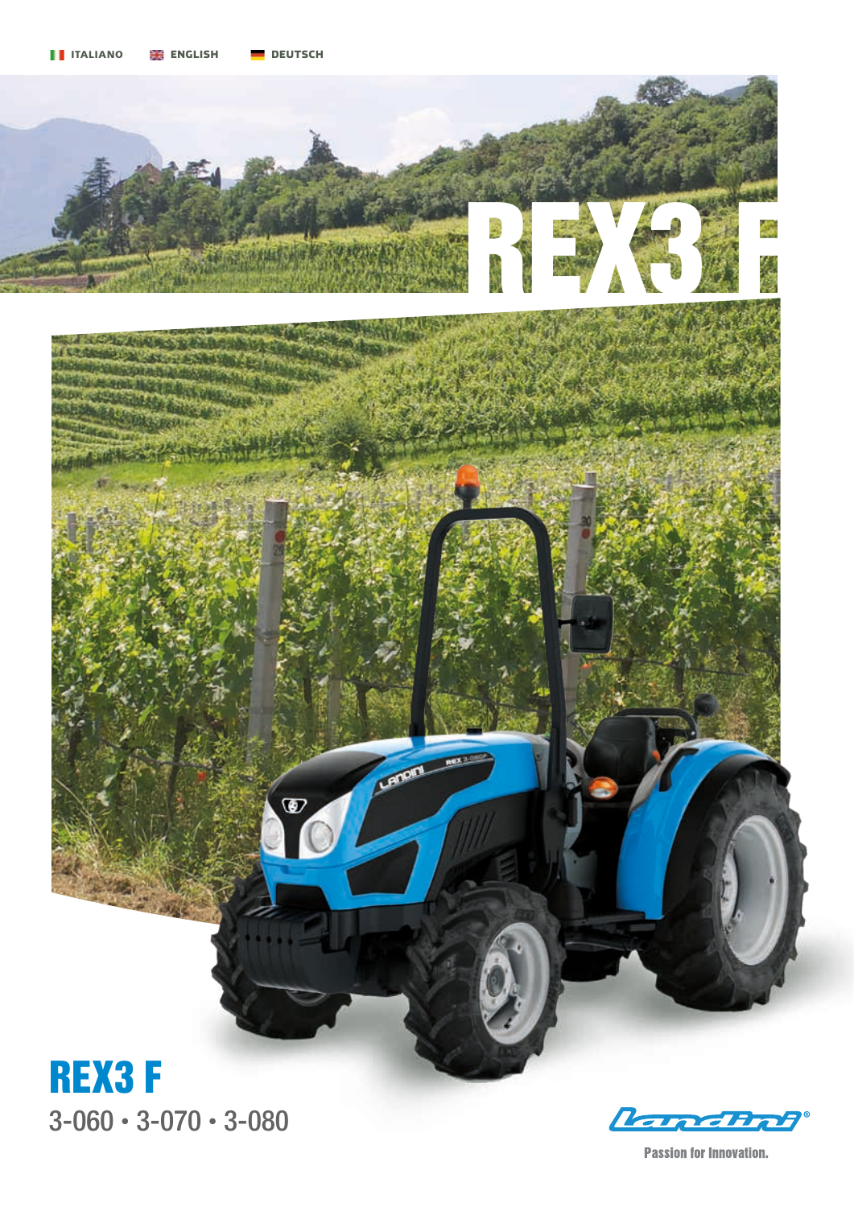ITALIANO ENGLISH DEUTSCH

# REX3 F

# REX3 F

## 3-060 • 3-070 • 3-080

Landini®

Passion for Innovation.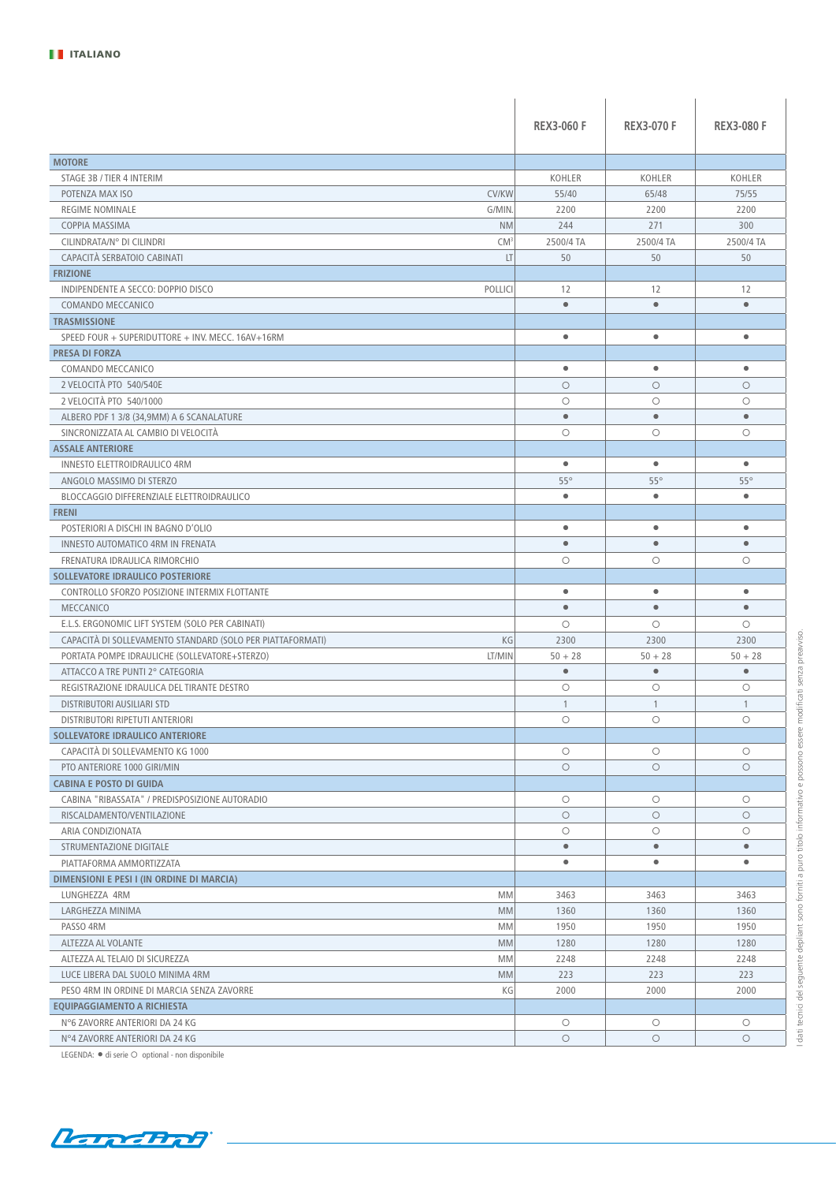**ITALIANO**

| | | REX3-060 F | REX3-070 F | REX3-080 F |
|---|---|---|---|---|
| **MOTORE** | | | | |
| STAGE 3B / TIER 4 INTERIM | | KOHLER | KOHLER | KOHLER |
| POTENZA MAX ISO | CV/KW | 55/40 | 65/48 | 75/55 |
| REGIME NOMINALE | G/MIN. | 2200 | 2200 | 2200 |
| COPPIA MASSIMA | NM | 244 | 271 | 300 |
| CILINDRATA/N° DI CILINDRI | CM³ | 2500/4 TA | 2500/4 TA | 2500/4 TA |
| CAPACITÀ SERBATOIO CABINATI | LT | 50 | 50 | 50 |
| **FRIZIONE** | | | | |
| INDIPENDENTE A SECCO: DOPPIO DISCO | POLLICI | 12 | 12 | 12 |
| COMANDO MECCANICO | | ● | ● | ● |
| **TRASMISSIONE** | | | | |
| SPEED FOUR + SUPERIDUTTORE + INV. MECC. 16AV+16RM | | ● | ● | ● |
| **PRESA DI FORZA** | | | | |
| COMANDO MECCANICO | | ● | ● | ● |
| 2 VELOCITÀ PTO 540/540E | | ○ | ○ | ○ |
| 2 VELOCITÀ PTO 540/1000 | | ○ | ○ | ○ |
| ALBERO PDF 1 3/8 (34,9MM) A 6 SCANALATURE | | ● | ● | ● |
| SINCRONIZZATA AL CAMBIO DI VELOCITÀ | | ○ | ○ | ○ |
| **ASSALE ANTERIORE** | | | | |
| INNESTO ELETTROIDRAULICO 4RM | | ● | ● | ● |
| ANGOLO MASSIMO DI STERZO | | 55° | 55° | 55° |
| BLOCCAGGIO DIFFERENZIALE ELETTROIDRAULICO | | ● | ● | ● |
| **FRENI** | | | | |
| POSTERIORI A DISCHI IN BAGNO D'OLIO | | ● | ● | ● |
| INNESTO AUTOMATICO 4RM IN FRENATA | | ● | ● | ● |
| FRENATURA IDRAULICA RIMORCHIO | | ○ | ○ | ○ |
| **SOLLEVATORE IDRAULICO POSTERIORE** | | | | |
| CONTROLLO SFORZO POSIZIONE INTERMIX FLOTTANTE | | ● | ● | ● |
| MECCANICO | | ● | ● | ● |
| E.L.S. ERGONOMIC LIFT SYSTEM (SOLO PER CABINATI) | | ○ | ○ | ○ |
| CAPACITÀ DI SOLLEVAMENTO STANDARD (SOLO PER PIATTAFORMATI) | KG | 2300 | 2300 | 2300 |
| PORTATA POMPE IDRAULICHE (SOLLEVATORE+STERZO) | LT/MIN | 50 + 28 | 50 + 28 | 50 + 28 |
| ATTACCO A TRE PUNTI 2° CATEGORIA | | ● | ● | ● |
| REGISTRAZIONE IDRAULICA DEL TIRANTE DESTRO | | ○ | ○ | ○ |
| DISTRIBUTORI AUSILIARI STD | | 1 | 1 | 1 |
| DISTRIBUTORI RIPETUTI ANTERIORI | | ○ | ○ | ○ |
| **SOLLEVATORE IDRAULICO ANTERIORE** | | | | |
| CAPACITÀ DI SOLLEVAMENTO KG 1000 | | ○ | ○ | ○ |
| PTO ANTERIORE 1000 GIRI/MIN | | ○ | ○ | ○ |
| **CABINA E POSTO DI GUIDA** | | | | |
| CABINA "RIBASSATA" / PREDISPOSIZIONE AUTORADIO | | ○ | ○ | ○ |
| RISCALDAMENTO/VENTILAZIONE | | ○ | ○ | ○ |
| ARIA CONDIZIONATA | | ○ | ○ | ○ |
| STRUMENTAZIONE DIGITALE | | ● | ● | ● |
| PIATTAFORMA AMMORTIZZATA | | ● | ● | ● |
| **DIMENSIONI E PESI I (IN ORDINE DI MARCIA)** | | | | |
| LUNGHEZZA 4RM | MM | 3463 | 3463 | 3463 |
| LARGHEZZA MINIMA | MM | 1360 | 1360 | 1360 |
| PASSO 4RM | MM | 1950 | 1950 | 1950 |
| ALTEZZA AL VOLANTE | MM | 1280 | 1280 | 1280 |
| ALTEZZA AL TELAIO DI SICUREZZA | MM | 2248 | 2248 | 2248 |
| LUCE LIBERA DAL SUOLO MINIMA 4RM | MM | 223 | 223 | 223 |
| PESO 4RM IN ORDINE DI MARCIA SENZA ZAVORRE | KG | 2000 | 2000 | 2000 |
| **EQUIPAGGIAMENTO A RICHIESTA** | | | | |
| N°6 ZAVORRE ANTERIORI DA 24 KG | | ○ | ○ | ○ |
| N°4 ZAVORRE ANTERIORI DA 24 KG | | ○ | ○ | ○ |

LEGENDA: ● di serie ○ optional - non disponibile

I dati tecnici del seguente depliant sono forniti a puro titolo informativo e possono essere modificati senza preavviso.

Landini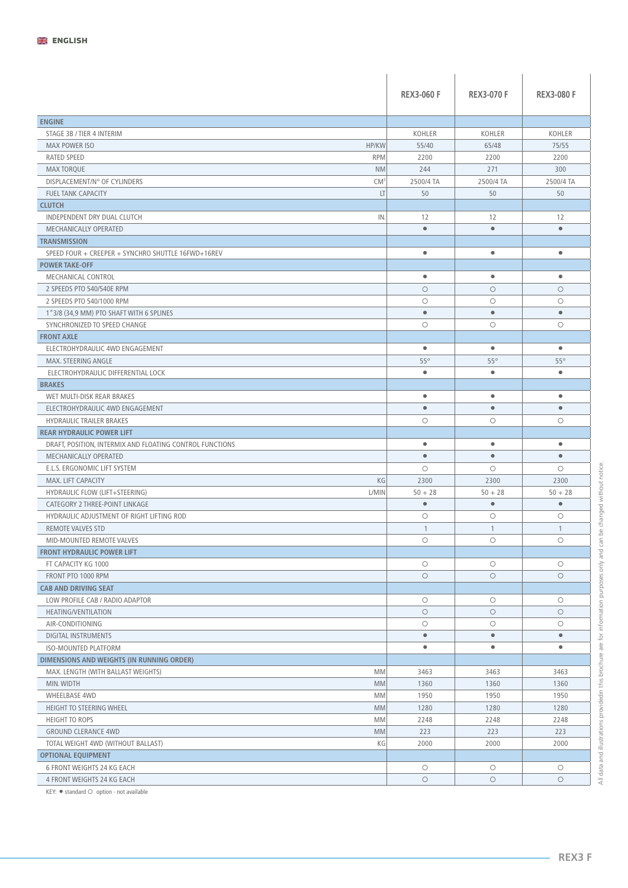ENGLISH

| | | REX3-060 F | REX3-070 F | REX3-080 F |
|---|---|---|---|---|
| **ENGINE** | | | | |
| STAGE 3B / TIER 4 INTERIM | | KOHLER | KOHLER | KOHLER |
| MAX POWER ISO | HP/KW | 55/40 | 65/48 | 75/55 |
| RATED SPEED | RPM | 2200 | 2200 | 2200 |
| MAX TORQUE | NM | 244 | 271 | 300 |
| DISPLACEMENT/N° OF CYLINDERS | CM³ | 2500/4 TA | 2500/4 TA | 2500/4 TA |
| FUEL TANK CAPACITY | LT | 50 | 50 | 50 |
| **CLUTCH** | | | | |
| INDEPENDENT DRY DUAL CLUTCH | IN. | 12 | 12 | 12 |
| MECHANICALLY OPERATED | | ● | ● | ● |
| **TRANSMISSION** | | | | |
| SPEED FOUR + CREEPER + SYNCHRO SHUTTLE 16FWD+16REV | | ● | ● | ● |
| **POWER TAKE-OFF** | | | | |
| MECHANICAL CONTROL | | ● | ● | ● |
| 2 SPEEDS PTO 540/540E RPM | | ○ | ○ | ○ |
| 2 SPEEDS PTO 540/1000 RPM | | ○ | ○ | ○ |
| 1"3/8 (34,9 MM) PTO SHAFT WITH 6 SPLINES | | ● | ● | ● |
| SYNCHRONIZED TO SPEED CHANGE | | ○ | ○ | ○ |
| **FRONT AXLE** | | | | |
| ELECTROHYDRAULIC 4WD ENGAGEMENT | | ● | ● | ● |
| MAX. STEERING ANGLE | | 55° | 55° | 55° |
| ELECTROHYDRAULIC DIFFERENTIAL LOCK | | ● | ● | ● |
| **BRAKES** | | | | |
| WET MULTI-DISK REAR BRAKES | | ● | ● | ● |
| ELECTROHYDRAULIC 4WD ENGAGEMENT | | ● | ● | ● |
| HYDRAULIC TRAILER BRAKES | | ○ | ○ | ○ |
| **REAR HYDRAULIC POWER LIFT** | | | | |
| DRAFT, POSITION, INTERMIX AND FLOATING CONTROL FUNCTIONS | | ● | ● | ● |
| MECHANICALLY OPERATED | | ● | ● | ● |
| E.L.S. ERGONOMIC LIFT SYSTEM | | ○ | ○ | ○ |
| MAX. LIFT CAPACITY | KG | 2300 | 2300 | 2300 |
| HYDRAULIC FLOW (LIFT+STEERING) | L/MIN | 50 + 28 | 50 + 28 | 50 + 28 |
| CATEGORY 2 THREE-POINT LINKAGE | | ● | ● | ● |
| HYDRAULIC ADJUSTMENT OF RIGHT LIFTING ROD | | ○ | ○ | ○ |
| REMOTE VALVES STD | | 1 | 1 | 1 |
| MID-MOUNTED REMOTE VALVES | | ○ | ○ | ○ |
| **FRONT HYDRAULIC POWER LIFT** | | | | |
| FT CAPACITY KG 1000 | | ○ | ○ | ○ |
| FRONT PTO 1000 RPM | | ○ | ○ | ○ |
| **CAB AND DRIVING SEAT** | | | | |
| LOW PROFILE CAB / RADIO ADAPTOR | | ○ | ○ | ○ |
| HEATING/VENTILATION | | ○ | ○ | ○ |
| AIR-CONDITIONING | | ○ | ○ | ○ |
| DIGITAL INSTRUMENTS | | ● | ● | ● |
| ISO-MOUNTED PLATFORM | | ● | ● | ● |
| **DIMENSIONS AND WEIGHTS (IN RUNNING ORDER)** | | | | |
| MAX. LENGTH (WITH BALLAST WEIGHTS) | MM | 3463 | 3463 | 3463 |
| MIN. WIDTH | MM | 1360 | 1360 | 1360 |
| WHEELBASE 4WD | MM | 1950 | 1950 | 1950 |
| HEIGHT TO STEERING WHEEL | MM | 1280 | 1280 | 1280 |
| HEIGHT TO ROPS | MM | 2248 | 2248 | 2248 |
| GROUND CLEARANCE 4WD | MM | 223 | 223 | 223 |
| TOTAL WEIGHT 4WD (WITHOUT BALLAST) | KG | 2000 | 2000 | 2000 |
| **OPTIONAL EQUIPMENT** | | | | |
| 6 FRONT WEIGHTS 24 KG EACH | | ○ | ○ | ○ |
| 4 FRONT WEIGHTS 24 KG EACH | | ○ | ○ | ○ |

KEY: ● standard ○ option - not available

All data and illustrations providedin this brochure are for information purposes only and can be changed without notice.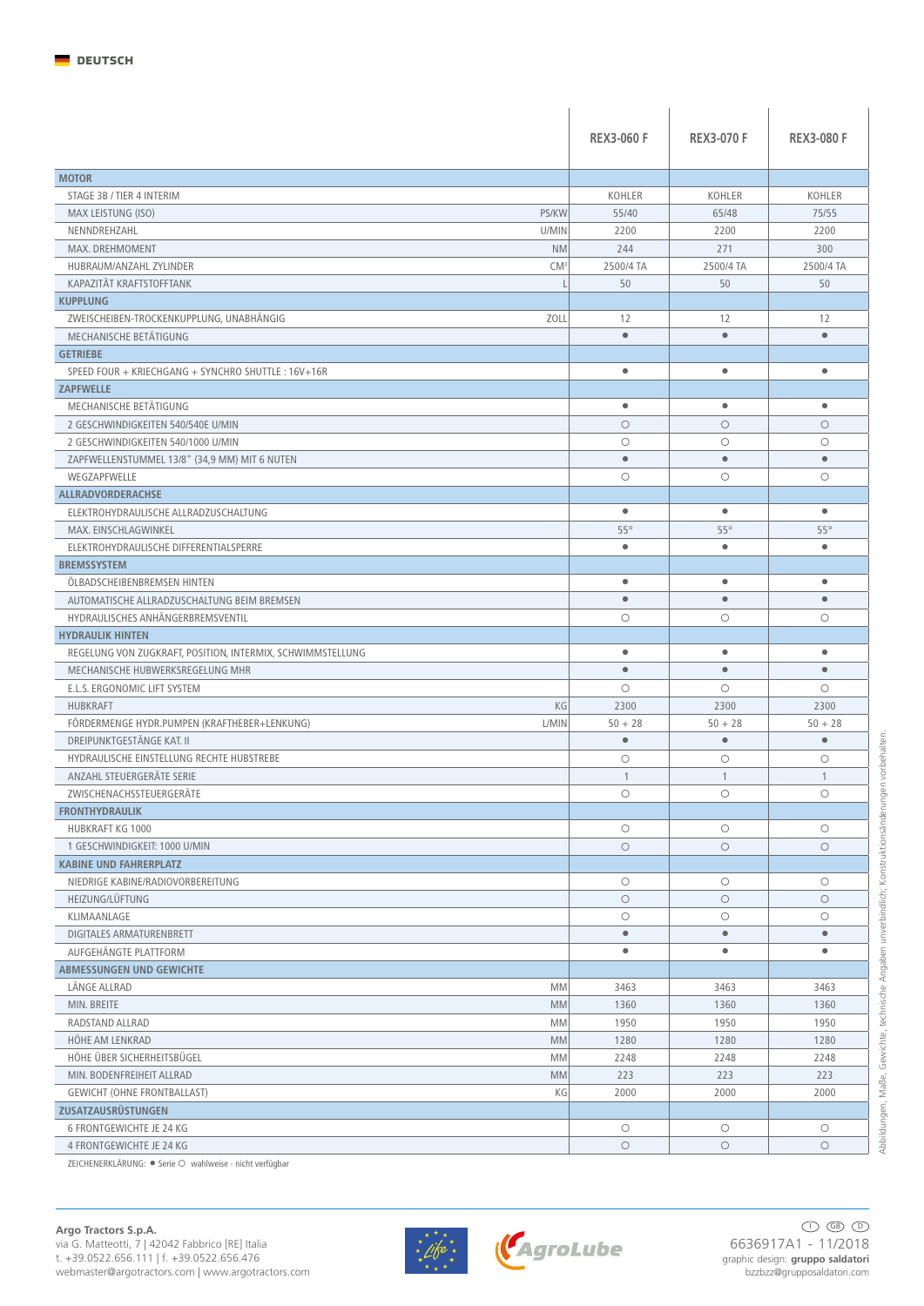DEUTSCH

| | | REX3-060 F | REX3-070 F | REX3-080 F |
|---|---|---|---|---|
| **MOTOR** | | | | |
| STAGE 3B / TIER 4 INTERIM | | KOHLER | KOHLER | KOHLER |
| MAX LEISTUNG (ISO) | PS/KW | 55/40 | 65/48 | 75/55 |
| NENNDREHZAHL | U/MIN | 2200 | 2200 | 2200 |
| MAX. DREHMOMENT | NM | 244 | 271 | 300 |
| HUBRAUM/ANZAHL ZYLINDER | CM³ | 2500/4 TA | 2500/4 TA | 2500/4 TA |
| KAPAZITÄT KRAFTSTOFFTANK | L | 50 | 50 | 50 |
| **KUPPLUNG** | | | | |
| ZWEISCHEIBEN-TROCKENKUPPLUNG, UNABHÄNGIG | ZOLL | 12 | 12 | 12 |
| MECHANISCHE BETÄTIGUNG | | ● | ● | ● |
| **GETRIEBE** | | | | |
| SPEED FOUR + KRIECHGANG + SYNCHRO SHUTTLE : 16V+16R | | ● | ● | ● |
| **ZAPFWELLE** | | | | |
| MECHANISCHE BETÄTIGUNG | | ● | ● | ● |
| 2 GESCHWINDIGKEITEN 540/540E U/MIN | | ○ | ○ | ○ |
| 2 GESCHWINDIGKEITEN 540/1000 U/MIN | | ○ | ○ | ○ |
| ZAPFWELLENSTUMMEL 13/8" (34,9 MM) MIT 6 NUTEN | | ● | ● | ● |
| WEGZAPFWELLE | | ○ | ○ | ○ |
| **ALLRADVORDERACHSE** | | | | |
| ELEKTROHYDRAULISCHE ALLRADZUSCHALTUNG | | ● | ● | ● |
| MAX. EINSCHLAGWINKEL | | 55° | 55° | 55° |
| ELEKTROHYDRAULISCHE DIFFERENTIALSPERRE | | ● | ● | ● |
| **BREMSSYSTEM** | | | | |
| ÖLBADSCHEIBENBREMSEN HINTEN | | ● | ● | ● |
| AUTOMATISCHE ALLRADZUSCHALTUNG BEIM BREMSEN | | ● | ● | ● |
| HYDRAULISCHES ANHÄNGERBREMSVENTIL | | ○ | ○ | ○ |
| **HYDRAULIK HINTEN** | | | | |
| REGELUNG VON ZUGKRAFT, POSITION, INTERMIX, SCHWIMMSTELLUNG | | ● | ● | ● |
| MECHANISCHE HUBWERKSREGELUNG MHR | | ● | ● | ● |
| E.L.S. ERGONOMIC LIFT SYSTEM | | ○ | ○ | ○ |
| HUBKRAFT | KG | 2300 | 2300 | 2300 |
| FÖRDERMENGE HYDR.PUMPEN (KRAFTHEBER+LENKUNG) | L/MIN | 50 + 28 | 50 + 28 | 50 + 28 |
| DREIPUNKTGESTÄNGE KAT. II | | ● | ● | ● |
| HYDRAULISCHE EINSTELLUNG RECHTE HUBSTREBE | | ○ | ○ | ○ |
| ANZAHL STEUERGERÄTE SERIE | | 1 | 1 | 1 |
| ZWISCHENACHSSTEUERGERÄTE | | ○ | ○ | ○ |
| **FRONTHYDRAULIK** | | | | |
| HUBKRAFT KG 1000 | | ○ | ○ | ○ |
| 1 GESCHWINDIGKEIT: 1000 U/MIN | | ○ | ○ | ○ |
| **KABINE UND FAHRERPLATZ** | | | | |
| NIEDRIGE KABINE/RADIOVORBEREITUNG | | ○ | ○ | ○ |
| HEIZUNG/LÜFTUNG | | ○ | ○ | ○ |
| KLIMAANLAGE | | ○ | ○ | ○ |
| DIGITALES ARMATURENBRETT | | ● | ● | ● |
| AUFGEHÄNGTE PLATTFORM | | ● | ● | ● |
| **ABMESSUNGEN UND GEWICHTE** | | | | |
| LÄNGE ALLRAD | MM | 3463 | 3463 | 3463 |
| MIN. BREITE | MM | 1360 | 1360 | 1360 |
| RADSTAND ALLRAD | MM | 1950 | 1950 | 1950 |
| HÖHE AM LENKRAD | MM | 1280 | 1280 | 1280 |
| HÖHE ÜBER SICHERHEITSBÜGEL | MM | 2248 | 2248 | 2248 |
| MIN. BODENFREIHEIT ALLRAD | MM | 223 | 223 | 223 |
| GEWICHT (OHNE FRONTBALLAST) | KG | 2000 | 2000 | 2000 |
| **ZUSATZAUSRÜSTUNGEN** | | | | |
| 6 FRONTGEWICHTE JE 24 KG | | ○ | ○ | ○ |
| 4 FRONTGEWICHTE JE 24 KG | | ○ | ○ | ○ |

ZEICHENERKLÄRUNG: ● Serie ○ wahlweise - nicht verfügbar

Abbildungen, Maße, Gewichte, technische Angaben unverbindlich; Konstruktionsänderungen vorbehalten.

**Argo Tractors S.p.A.**
via G. Matteotti, 7 | 42042 Fabbrico [RE] Italia
t. +39.0522.656.111 | f. +39.0522.656.476
webmaster@argotractors.com | www.argotractors.com

AgroLube

I GB D
6636917A1 - 11/2018
graphic design: **gruppo saldatori**
bzzbzz@grupposaldatori.com